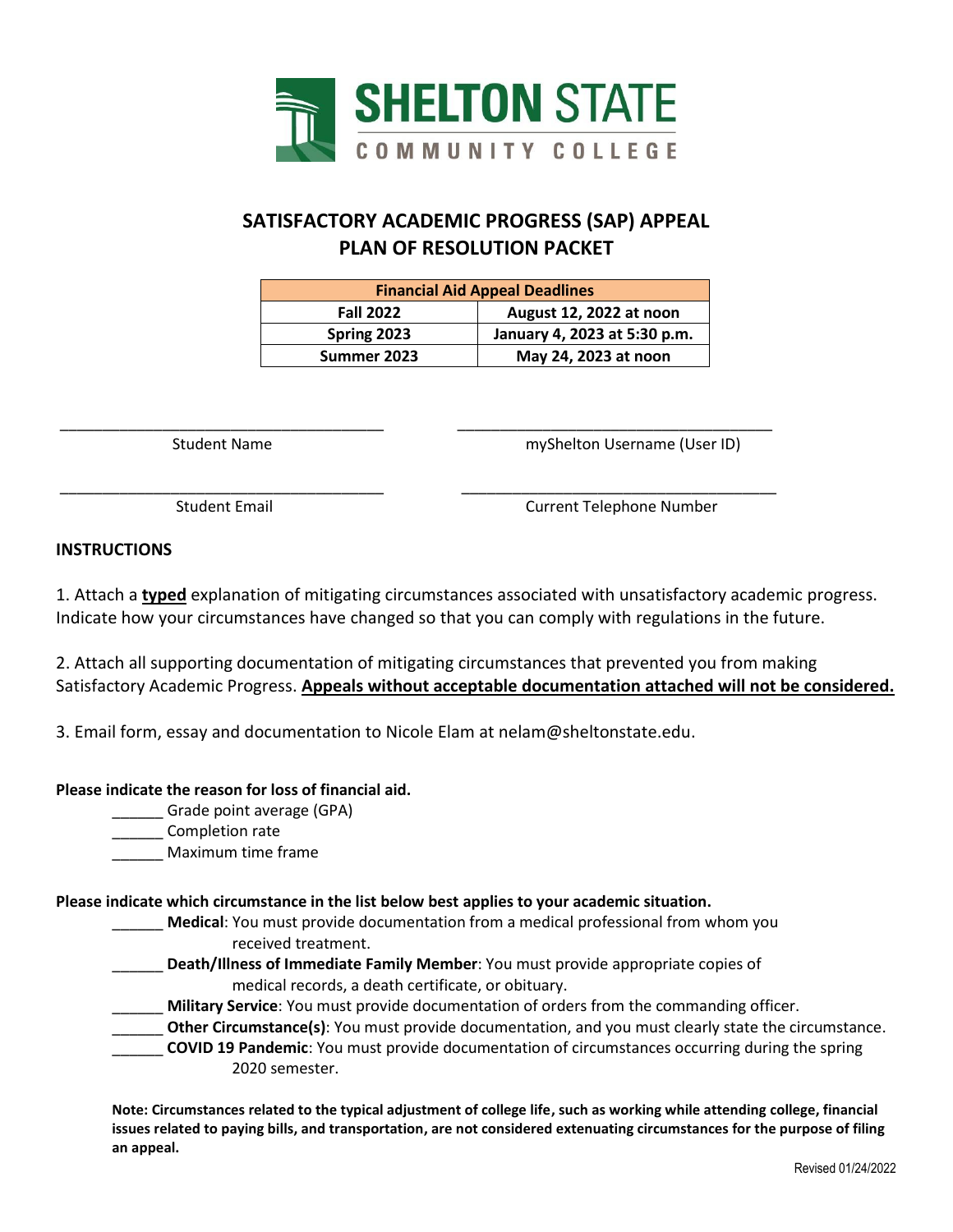# SHELTON STATE COMMUNITY COLLEGE

## SATISFACTORY ACADEMIC PROGRESS (SAP) APPEAL PLAN OF RESOLUTION PACKET

| Financial Aid Appeal Deadlines | |
|---|---|
| **Fall 2022** | **August 12, 2022 at noon** |
| **Spring 2023** | **January 4, 2023 at 5:30 p.m.** |
| **Summer 2023** | **May 24, 2023 at noon** |

_____________________________________ Student Name

_____________________________________ myShelton Username (User ID)

_____________________________________ Student Email

_____________________________________ Current Telephone Number

### INSTRUCTIONS

1. Attach a **typed** explanation of mitigating circumstances associated with unsatisfactory academic progress. Indicate how your circumstances have changed so that you can comply with regulations in the future.

2. Attach all supporting documentation of mitigating circumstances that prevented you from making Satisfactory Academic Progress. **Appeals without acceptable documentation attached will not be considered.**

3. Email form, essay and documentation to Nicole Elam at nelam@sheltonstate.edu.

**Please indicate the reason for loss of financial aid.**

______ Grade point average (GPA)
______ Completion rate
______ Maximum time frame

**Please indicate which circumstance in the list below best applies to your academic situation.**

______ **Medical**: You must provide documentation from a medical professional from whom you received treatment.
______ **Death/Illness of Immediate Family Member**: You must provide appropriate copies of medical records, a death certificate, or obituary.
______ **Military Service**: You must provide documentation of orders from the commanding officer.
______ **Other Circumstance(s)**: You must provide documentation, and you must clearly state the circumstance.
______ **COVID 19 Pandemic**: You must provide documentation of circumstances occurring during the spring 2020 semester.

**Note: Circumstances related to the typical adjustment of college life, such as working while attending college, financial issues related to paying bills, and transportation, are not considered extenuating circumstances for the purpose of filing an appeal.**

Revised 01/24/2022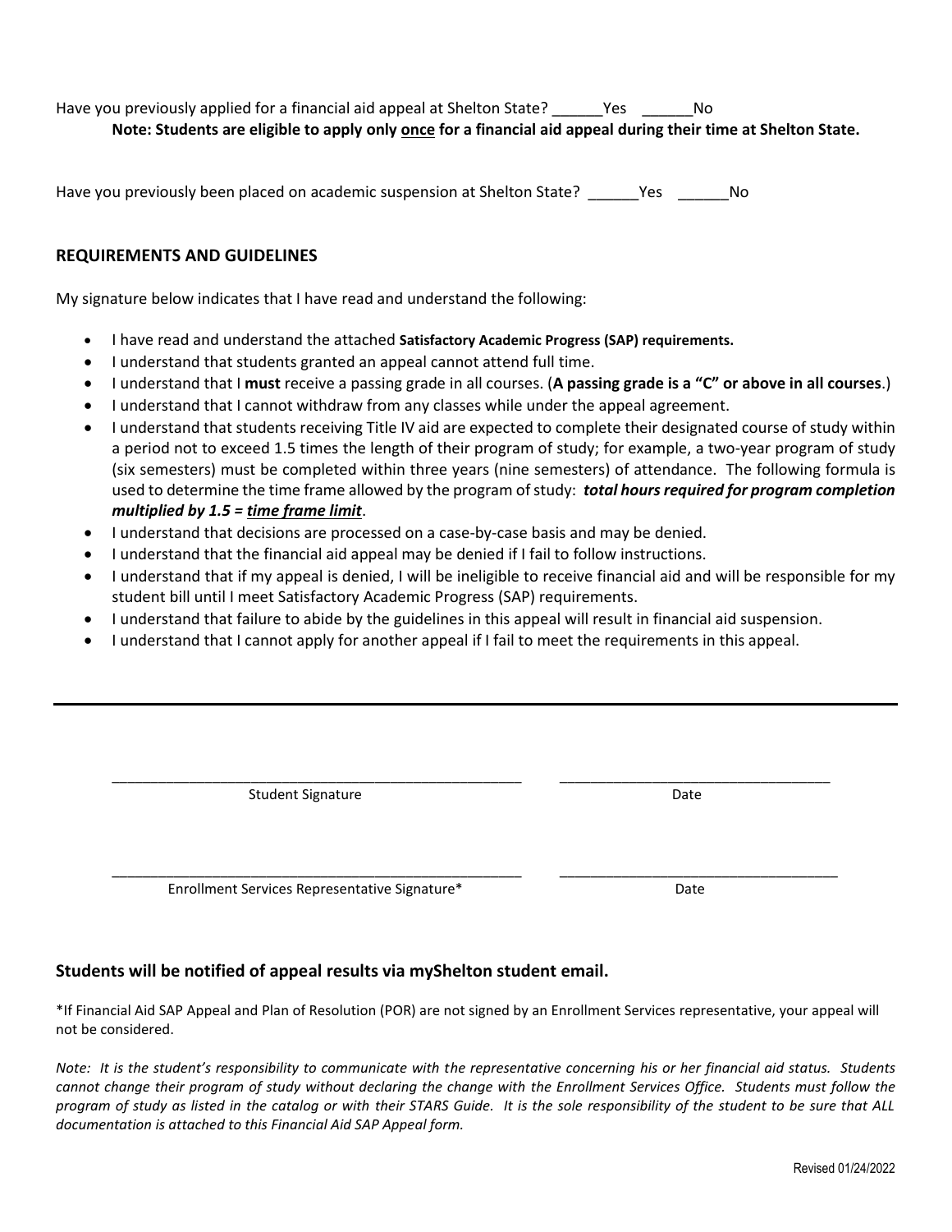Have you previously applied for a financial aid appeal at Shelton State? ______Yes ______No

**Note: Students are eligible to apply only <u>once</u> for a financial aid appeal during their time at Shelton State.**

Have you previously been placed on academic suspension at Shelton State? ______Yes ______No

## REQUIREMENTS AND GUIDELINES

My signature below indicates that I have read and understand the following:

- I have read and understand the attached **Satisfactory Academic Progress (SAP) requirements.**
- I understand that students granted an appeal cannot attend full time.
- I understand that I **must** receive a passing grade in all courses. (**A passing grade is a "C" or above in all courses**.)
- I understand that I cannot withdraw from any classes while under the appeal agreement.
- I understand that students receiving Title IV aid are expected to complete their designated course of study within a period not to exceed 1.5 times the length of their program of study; for example, a two-year program of study (six semesters) must be completed within three years (nine semesters) of attendance. The following formula is used to determine the time frame allowed by the program of study: ***total hours required for program completion multiplied by 1.5 = <u>time frame limit</u>***.
- I understand that decisions are processed on a case-by-case basis and may be denied.
- I understand that the financial aid appeal may be denied if I fail to follow instructions.
- I understand that if my appeal is denied, I will be ineligible to receive financial aid and will be responsible for my student bill until I meet Satisfactory Academic Progress (SAP) requirements.
- I understand that failure to abide by the guidelines in this appeal will result in financial aid suspension.
- I understand that I cannot apply for another appeal if I fail to meet the requirements in this appeal.

---

_______________________________________________ _______________________________
Student Signature Date

_______________________________________________ _______________________________
Enrollment Services Representative Signature* Date

### Students will be notified of appeal results via myShelton student email.

*If Financial Aid SAP Appeal and Plan of Resolution (POR) are not signed by an Enrollment Services representative, your appeal will not be considered.

*Note: It is the student's responsibility to communicate with the representative concerning his or her financial aid status. Students cannot change their program of study without declaring the change with the Enrollment Services Office. Students must follow the program of study as listed in the catalog or with their STARS Guide. It is the sole responsibility of the student to be sure that ALL documentation is attached to this Financial Aid SAP Appeal form.*

Revised 01/24/2022